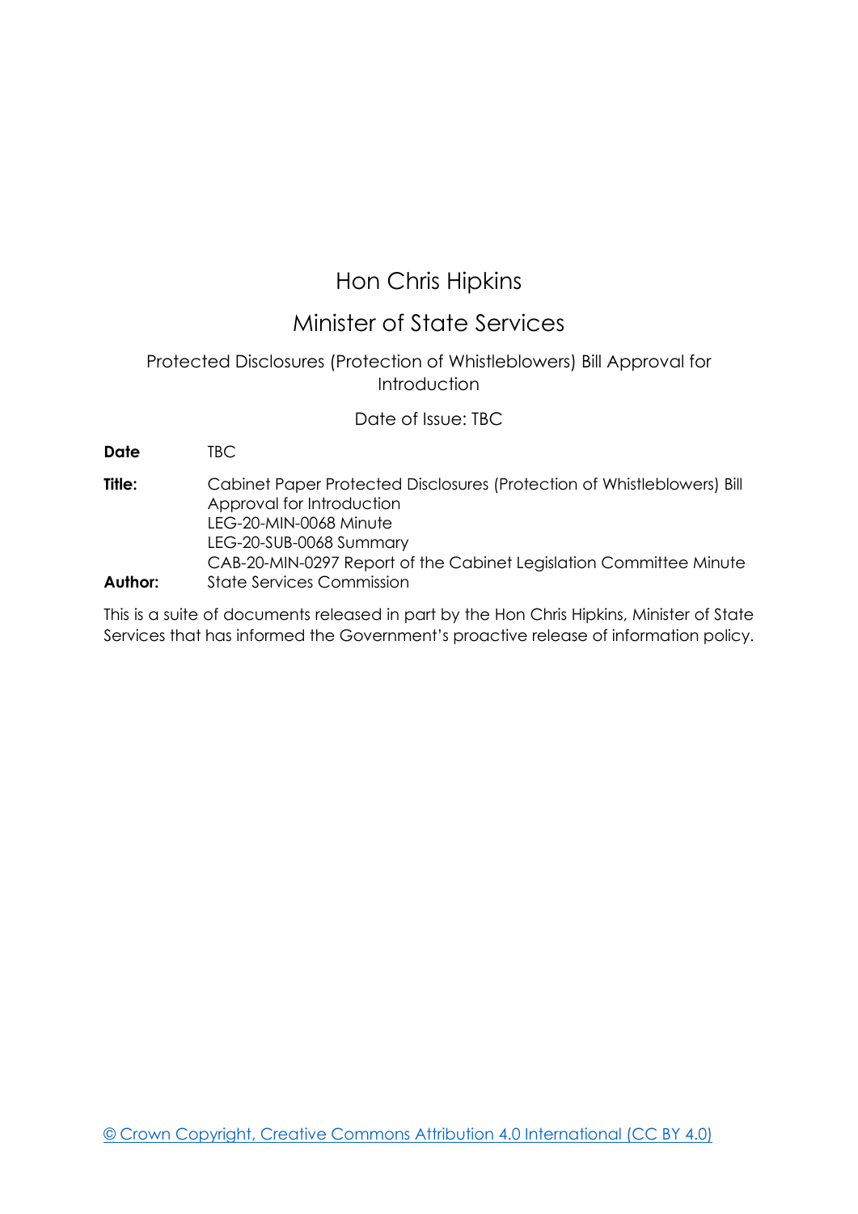# Hon Chris Hipkins

## Minister of State Services

Protected Disclosures (Protection of Whistleblowers) Bill Approval for Introduction

Date of Issue: TBC

**Date** TBC

**Title:** Cabinet Paper Protected Disclosures (Protection of Whistleblowers) Bill Approval for Introduction
LEG-20-MIN-0068 Minute
LEG-20-SUB-0068 Summary
CAB-20-MIN-0297 Report of the Cabinet Legislation Committee Minute

**Author:** State Services Commission

This is a suite of documents released in part by the Hon Chris Hipkins, Minister of State Services that has informed the Government's proactive release of information policy.

© Crown Copyright, Creative Commons Attribution 4.0 International (CC BY 4.0)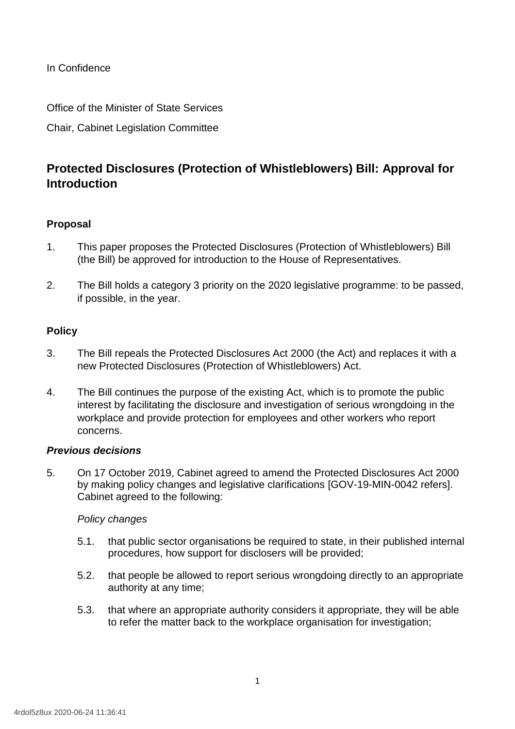In Confidence

Office of the Minister of State Services

Chair, Cabinet Legislation Committee

## Protected Disclosures (Protection of Whistleblowers) Bill: Approval for Introduction

### Proposal

1. This paper proposes the Protected Disclosures (Protection of Whistleblowers) Bill (the Bill) be approved for introduction to the House of Representatives.

2. The Bill holds a category 3 priority on the 2020 legislative programme: to be passed, if possible, in the year.

### Policy

3. The Bill repeals the Protected Disclosures Act 2000 (the Act) and replaces it with a new Protected Disclosures (Protection of Whistleblowers) Act.

4. The Bill continues the purpose of the existing Act, which is to promote the public interest by facilitating the disclosure and investigation of serious wrongdoing in the workplace and provide protection for employees and other workers who report concerns.

#### *Previous decisions*

5. On 17 October 2019, Cabinet agreed to amend the Protected Disclosures Act 2000 by making policy changes and legislative clarifications [GOV-19-MIN-0042 refers]. Cabinet agreed to the following:

   *Policy changes*

   5.1. that public sector organisations be required to state, in their published internal procedures, how support for disclosers will be provided;

   5.2. that people be allowed to report serious wrongdoing directly to an appropriate authority at any time;

   5.3. that where an appropriate authority considers it appropriate, they will be able to refer the matter back to the workplace organisation for investigation;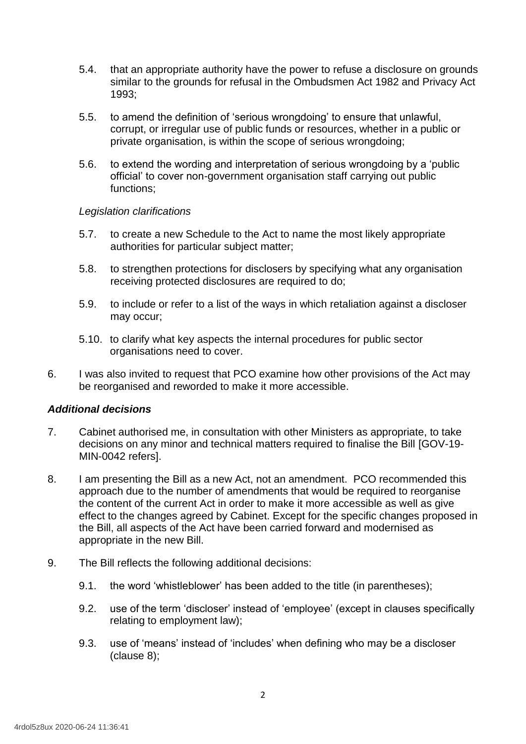5.4. that an appropriate authority have the power to refuse a disclosure on grounds similar to the grounds for refusal in the Ombudsmen Act 1982 and Privacy Act 1993;

5.5. to amend the definition of 'serious wrongdoing' to ensure that unlawful, corrupt, or irregular use of public funds or resources, whether in a public or private organisation, is within the scope of serious wrongdoing;

5.6. to extend the wording and interpretation of serious wrongdoing by a 'public official' to cover non-government organisation staff carrying out public functions;

*Legislation clarifications*

5.7. to create a new Schedule to the Act to name the most likely appropriate authorities for particular subject matter;

5.8. to strengthen protections for disclosers by specifying what any organisation receiving protected disclosures are required to do;

5.9. to include or refer to a list of the ways in which retaliation against a discloser may occur;

5.10. to clarify what key aspects the internal procedures for public sector organisations need to cover.

6. I was also invited to request that PCO examine how other provisions of the Act may be reorganised and reworded to make it more accessible.

### *Additional decisions*

7. Cabinet authorised me, in consultation with other Ministers as appropriate, to take decisions on any minor and technical matters required to finalise the Bill [GOV-19-MIN-0042 refers].

8. I am presenting the Bill as a new Act, not an amendment. PCO recommended this approach due to the number of amendments that would be required to reorganise the content of the current Act in order to make it more accessible as well as give effect to the changes agreed by Cabinet. Except for the specific changes proposed in the Bill, all aspects of the Act have been carried forward and modernised as appropriate in the new Bill.

9. The Bill reflects the following additional decisions:

9.1. the word 'whistleblower' has been added to the title (in parentheses);

9.2. use of the term 'discloser' instead of 'employee' (except in clauses specifically relating to employment law);

9.3. use of 'means' instead of 'includes' when defining who may be a discloser (clause 8);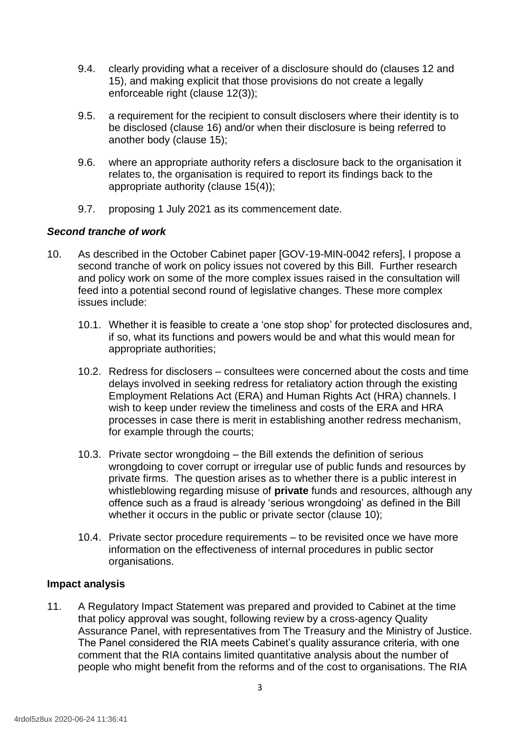9.4. clearly providing what a receiver of a disclosure should do (clauses 12 and 15), and making explicit that those provisions do not create a legally enforceable right (clause 12(3));

9.5. a requirement for the recipient to consult disclosers where their identity is to be disclosed (clause 16) and/or when their disclosure is being referred to another body (clause 15);

9.6. where an appropriate authority refers a disclosure back to the organisation it relates to, the organisation is required to report its findings back to the appropriate authority (clause 15(4));

9.7. proposing 1 July 2021 as its commencement date.

### *Second tranche of work*

10. As described in the October Cabinet paper [GOV-19-MIN-0042 refers], I propose a second tranche of work on policy issues not covered by this Bill. Further research and policy work on some of the more complex issues raised in the consultation will feed into a potential second round of legislative changes. These more complex issues include:

    10.1. Whether it is feasible to create a 'one stop shop' for protected disclosures and, if so, what its functions and powers would be and what this would mean for appropriate authorities;

    10.2. Redress for disclosers – consultees were concerned about the costs and time delays involved in seeking redress for retaliatory action through the existing Employment Relations Act (ERA) and Human Rights Act (HRA) channels. I wish to keep under review the timeliness and costs of the ERA and HRA processes in case there is merit in establishing another redress mechanism, for example through the courts;

    10.3. Private sector wrongdoing – the Bill extends the definition of serious wrongdoing to cover corrupt or irregular use of public funds and resources by private firms. The question arises as to whether there is a public interest in whistleblowing regarding misuse of **private** funds and resources, although any offence such as a fraud is already 'serious wrongdoing' as defined in the Bill whether it occurs in the public or private sector (clause 10);

    10.4. Private sector procedure requirements – to be revisited once we have more information on the effectiveness of internal procedures in public sector organisations.

### Impact analysis

11. A Regulatory Impact Statement was prepared and provided to Cabinet at the time that policy approval was sought, following review by a cross-agency Quality Assurance Panel, with representatives from The Treasury and the Ministry of Justice. The Panel considered the RIA meets Cabinet's quality assurance criteria, with one comment that the RIA contains limited quantitative analysis about the number of people who might benefit from the reforms and of the cost to organisations. The RIA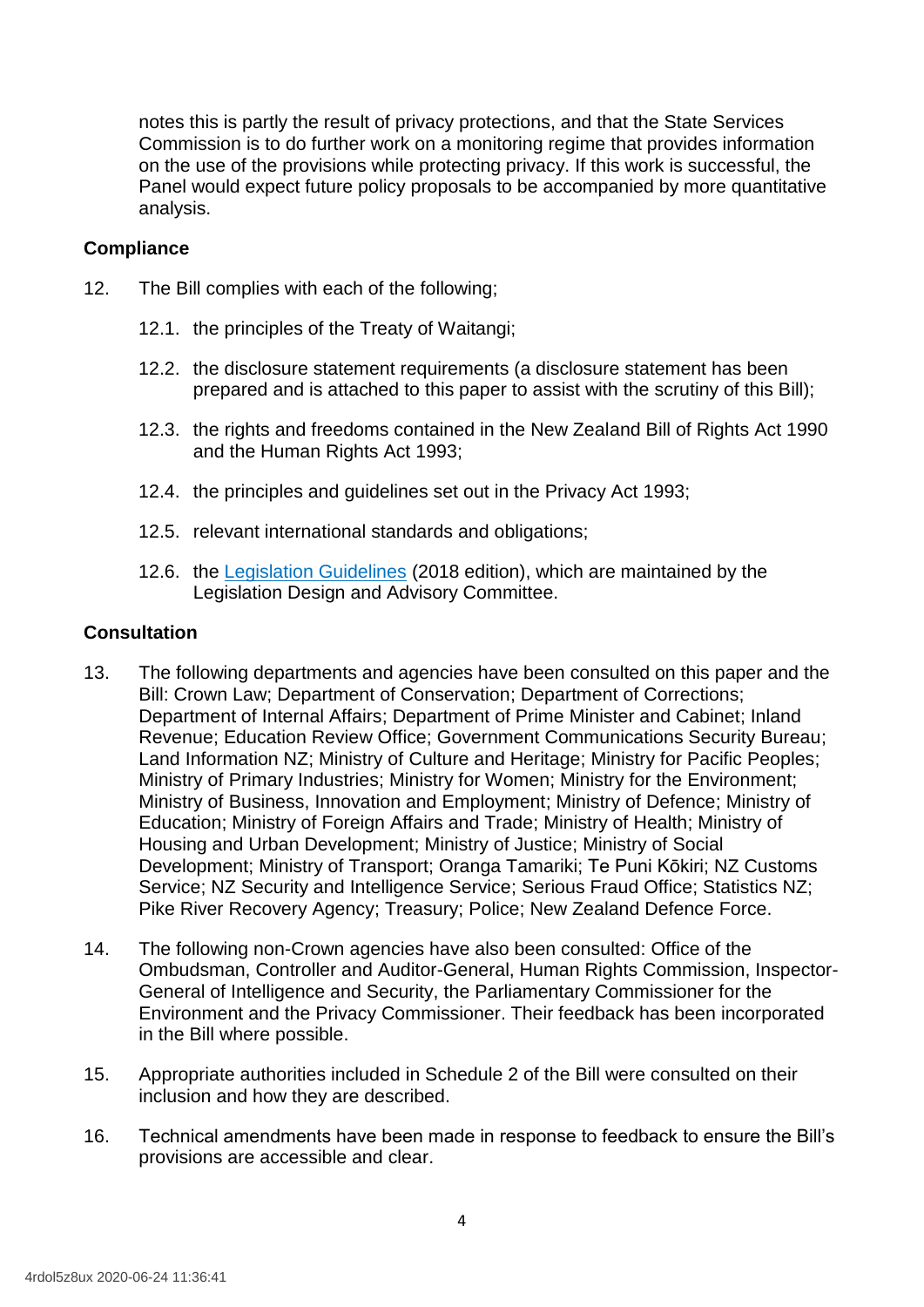notes this is partly the result of privacy protections, and that the State Services Commission is to do further work on a monitoring regime that provides information on the use of the provisions while protecting privacy. If this work is successful, the Panel would expect future policy proposals to be accompanied by more quantitative analysis.

### Compliance

12. The Bill complies with each of the following;

    12.1. the principles of the Treaty of Waitangi;

    12.2. the disclosure statement requirements (a disclosure statement has been prepared and is attached to this paper to assist with the scrutiny of this Bill);

    12.3. the rights and freedoms contained in the New Zealand Bill of Rights Act 1990 and the Human Rights Act 1993;

    12.4. the principles and guidelines set out in the Privacy Act 1993;

    12.5. relevant international standards and obligations;

    12.6. the Legislation Guidelines (2018 edition), which are maintained by the Legislation Design and Advisory Committee.

### Consultation

13. The following departments and agencies have been consulted on this paper and the Bill: Crown Law; Department of Conservation; Department of Corrections; Department of Internal Affairs; Department of Prime Minister and Cabinet; Inland Revenue; Education Review Office; Government Communications Security Bureau; Land Information NZ; Ministry of Culture and Heritage; Ministry for Pacific Peoples; Ministry of Primary Industries; Ministry for Women; Ministry for the Environment; Ministry of Business, Innovation and Employment; Ministry of Defence; Ministry of Education; Ministry of Foreign Affairs and Trade; Ministry of Health; Ministry of Housing and Urban Development; Ministry of Justice; Ministry of Social Development; Ministry of Transport; Oranga Tamariki; Te Puni Kōkiri; NZ Customs Service; NZ Security and Intelligence Service; Serious Fraud Office; Statistics NZ; Pike River Recovery Agency; Treasury; Police; New Zealand Defence Force.

14. The following non-Crown agencies have also been consulted: Office of the Ombudsman, Controller and Auditor-General, Human Rights Commission, Inspector-General of Intelligence and Security, the Parliamentary Commissioner for the Environment and the Privacy Commissioner. Their feedback has been incorporated in the Bill where possible.

15. Appropriate authorities included in Schedule 2 of the Bill were consulted on their inclusion and how they are described.

16. Technical amendments have been made in response to feedback to ensure the Bill's provisions are accessible and clear.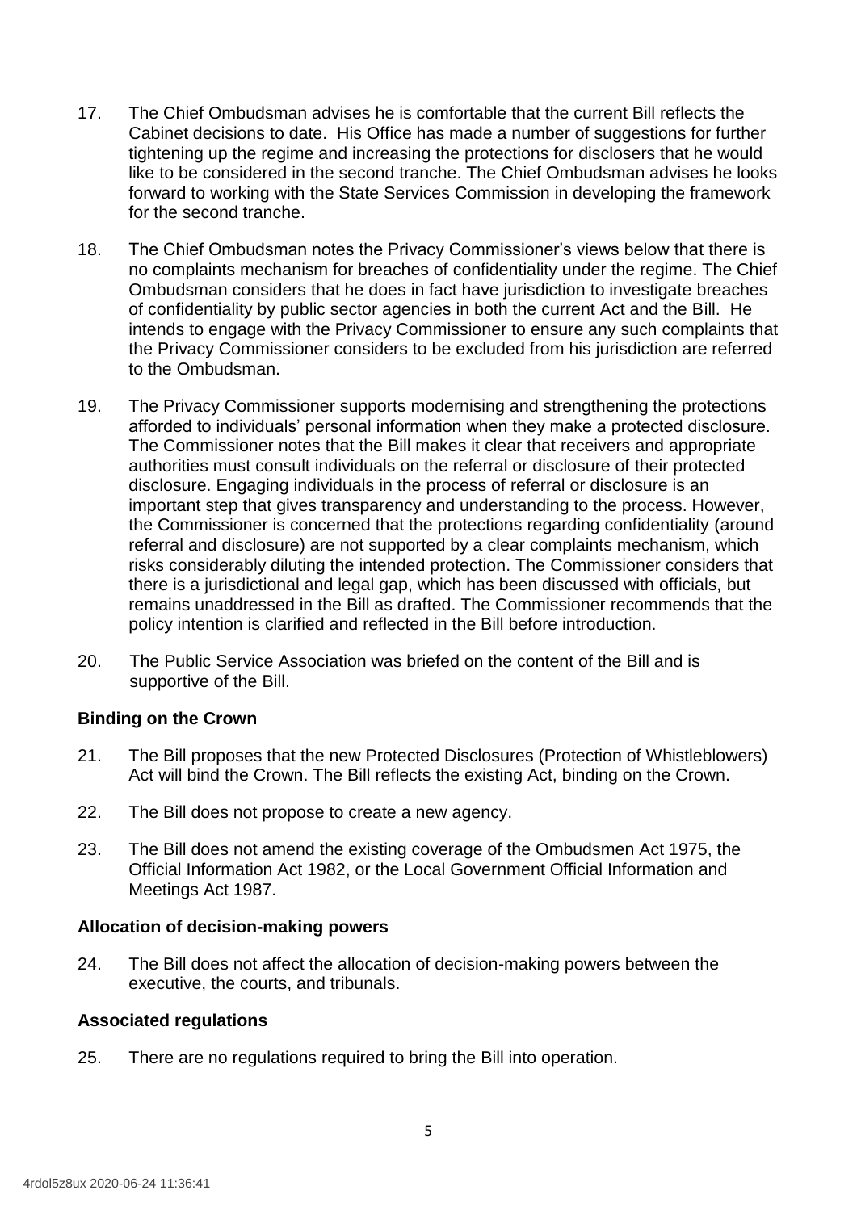17. The Chief Ombudsman advises he is comfortable that the current Bill reflects the Cabinet decisions to date. His Office has made a number of suggestions for further tightening up the regime and increasing the protections for disclosers that he would like to be considered in the second tranche. The Chief Ombudsman advises he looks forward to working with the State Services Commission in developing the framework for the second tranche.

18. The Chief Ombudsman notes the Privacy Commissioner's views below that there is no complaints mechanism for breaches of confidentiality under the regime. The Chief Ombudsman considers that he does in fact have jurisdiction to investigate breaches of confidentiality by public sector agencies in both the current Act and the Bill. He intends to engage with the Privacy Commissioner to ensure any such complaints that the Privacy Commissioner considers to be excluded from his jurisdiction are referred to the Ombudsman.

19. The Privacy Commissioner supports modernising and strengthening the protections afforded to individuals' personal information when they make a protected disclosure. The Commissioner notes that the Bill makes it clear that receivers and appropriate authorities must consult individuals on the referral or disclosure of their protected disclosure. Engaging individuals in the process of referral or disclosure is an important step that gives transparency and understanding to the process. However, the Commissioner is concerned that the protections regarding confidentiality (around referral and disclosure) are not supported by a clear complaints mechanism, which risks considerably diluting the intended protection. The Commissioner considers that there is a jurisdictional and legal gap, which has been discussed with officials, but remains unaddressed in the Bill as drafted. The Commissioner recommends that the policy intention is clarified and reflected in the Bill before introduction.

20. The Public Service Association was briefed on the content of the Bill and is supportive of the Bill.

**Binding on the Crown**

21. The Bill proposes that the new Protected Disclosures (Protection of Whistleblowers) Act will bind the Crown. The Bill reflects the existing Act, binding on the Crown.

22. The Bill does not propose to create a new agency.

23. The Bill does not amend the existing coverage of the Ombudsmen Act 1975, the Official Information Act 1982, or the Local Government Official Information and Meetings Act 1987.

**Allocation of decision-making powers**

24. The Bill does not affect the allocation of decision-making powers between the executive, the courts, and tribunals.

**Associated regulations**

25. There are no regulations required to bring the Bill into operation.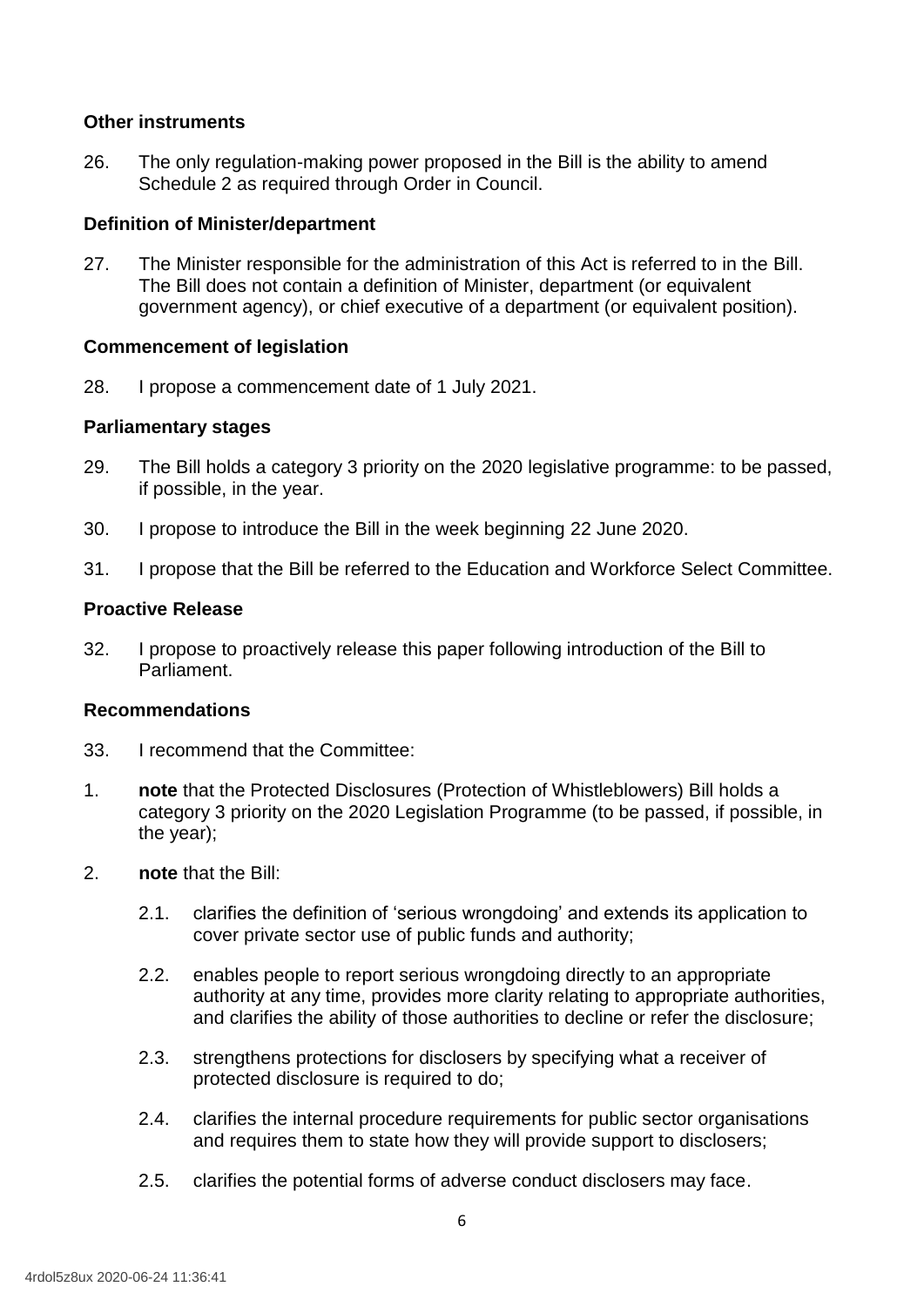### Other instruments

26. The only regulation-making power proposed in the Bill is the ability to amend Schedule 2 as required through Order in Council.

### Definition of Minister/department

27. The Minister responsible for the administration of this Act is referred to in the Bill. The Bill does not contain a definition of Minister, department (or equivalent government agency), or chief executive of a department (or equivalent position).

### Commencement of legislation

28. I propose a commencement date of 1 July 2021.

### Parliamentary stages

29. The Bill holds a category 3 priority on the 2020 legislative programme: to be passed, if possible, in the year.

30. I propose to introduce the Bill in the week beginning 22 June 2020.

31. I propose that the Bill be referred to the Education and Workforce Select Committee.

### Proactive Release

32. I propose to proactively release this paper following introduction of the Bill to Parliament.

### Recommendations

33. I recommend that the Committee:

1. **note** that the Protected Disclosures (Protection of Whistleblowers) Bill holds a category 3 priority on the 2020 Legislation Programme (to be passed, if possible, in the year);

2. **note** that the Bill:

   2.1. clarifies the definition of 'serious wrongdoing' and extends its application to cover private sector use of public funds and authority;

   2.2. enables people to report serious wrongdoing directly to an appropriate authority at any time, provides more clarity relating to appropriate authorities, and clarifies the ability of those authorities to decline or refer the disclosure;

   2.3. strengthens protections for disclosers by specifying what a receiver of protected disclosure is required to do;

   2.4. clarifies the internal procedure requirements for public sector organisations and requires them to state how they will provide support to disclosers;

   2.5. clarifies the potential forms of adverse conduct disclosers may face.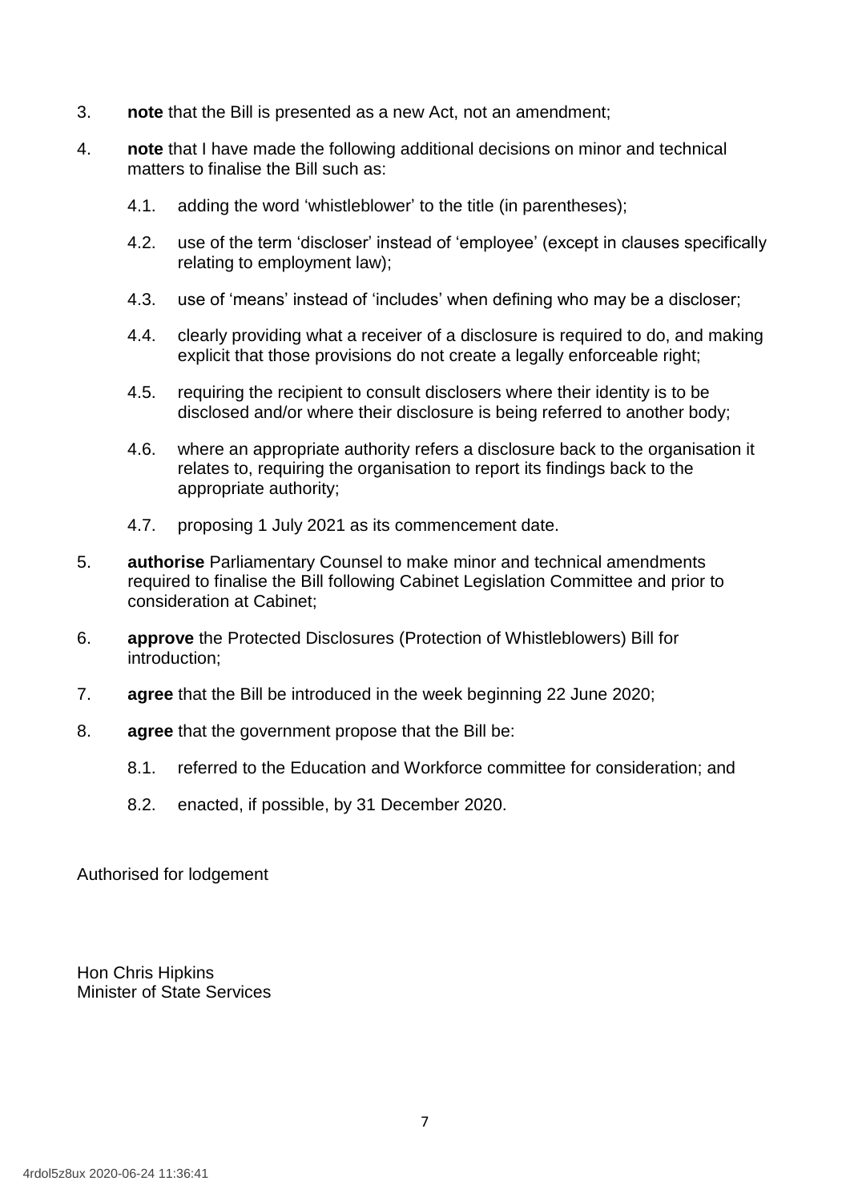3. **note** that the Bill is presented as a new Act, not an amendment;

4. **note** that I have made the following additional decisions on minor and technical matters to finalise the Bill such as:

   4.1. adding the word 'whistleblower' to the title (in parentheses);

   4.2. use of the term 'discloser' instead of 'employee' (except in clauses specifically relating to employment law);

   4.3. use of 'means' instead of 'includes' when defining who may be a discloser;

   4.4. clearly providing what a receiver of a disclosure is required to do, and making explicit that those provisions do not create a legally enforceable right;

   4.5. requiring the recipient to consult disclosers where their identity is to be disclosed and/or where their disclosure is being referred to another body;

   4.6. where an appropriate authority refers a disclosure back to the organisation it relates to, requiring the organisation to report its findings back to the appropriate authority;

   4.7. proposing 1 July 2021 as its commencement date.

5. **authorise** Parliamentary Counsel to make minor and technical amendments required to finalise the Bill following Cabinet Legislation Committee and prior to consideration at Cabinet;

6. **approve** the Protected Disclosures (Protection of Whistleblowers) Bill for introduction;

7. **agree** that the Bill be introduced in the week beginning 22 June 2020;

8. **agree** that the government propose that the Bill be:

   8.1. referred to the Education and Workforce committee for consideration; and

   8.2. enacted, if possible, by 31 December 2020.

Authorised for lodgement

Hon Chris Hipkins
Minister of State Services

4rdol5z8ux 2020-06-24 11:36:41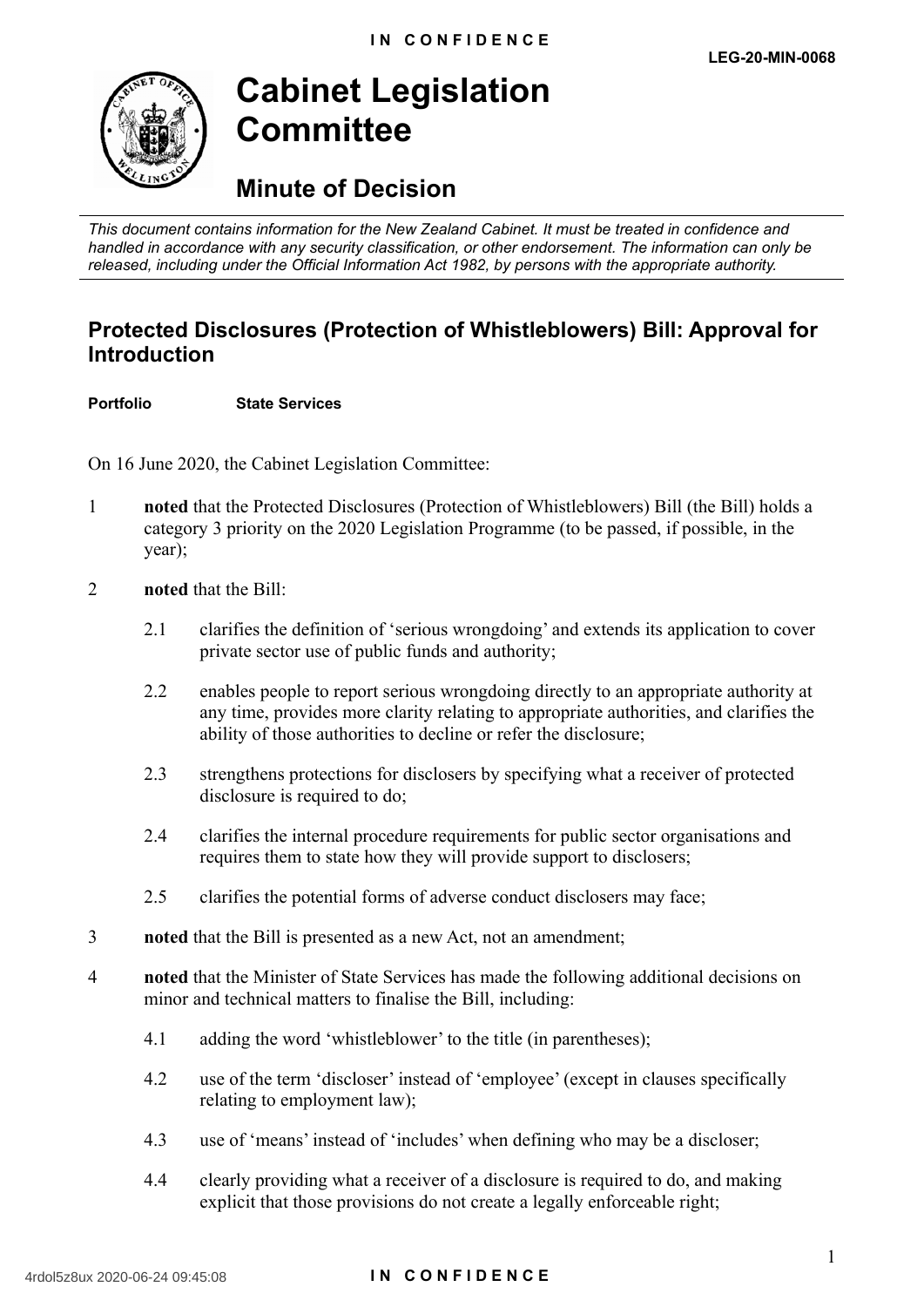# Cabinet Legislation Committee

## Minute of Decision

*This document contains information for the New Zealand Cabinet. It must be treated in confidence and handled in accordance with any security classification, or other endorsement. The information can only be released, including under the Official Information Act 1982, by persons with the appropriate authority.*

## Protected Disclosures (Protection of Whistleblowers) Bill: Approval for Introduction

**Portfolio** **State Services**

On 16 June 2020, the Cabinet Legislation Committee:

1 **noted** that the Protected Disclosures (Protection of Whistleblowers) Bill (the Bill) holds a category 3 priority on the 2020 Legislation Programme (to be passed, if possible, in the year);

2 **noted** that the Bill:

2.1 clarifies the definition of 'serious wrongdoing' and extends its application to cover private sector use of public funds and authority;

2.2 enables people to report serious wrongdoing directly to an appropriate authority at any time, provides more clarity relating to appropriate authorities, and clarifies the ability of those authorities to decline or refer the disclosure;

2.3 strengthens protections for disclosers by specifying what a receiver of protected disclosure is required to do;

2.4 clarifies the internal procedure requirements for public sector organisations and requires them to state how they will provide support to disclosers;

2.5 clarifies the potential forms of adverse conduct disclosers may face;

3 **noted** that the Bill is presented as a new Act, not an amendment;

4 **noted** that the Minister of State Services has made the following additional decisions on minor and technical matters to finalise the Bill, including:

4.1 adding the word 'whistleblower' to the title (in parentheses);

4.2 use of the term 'discloser' instead of 'employee' (except in clauses specifically relating to employment law);

4.3 use of 'means' instead of 'includes' when defining who may be a discloser;

4.4 clearly providing what a receiver of a disclosure is required to do, and making explicit that those provisions do not create a legally enforceable right;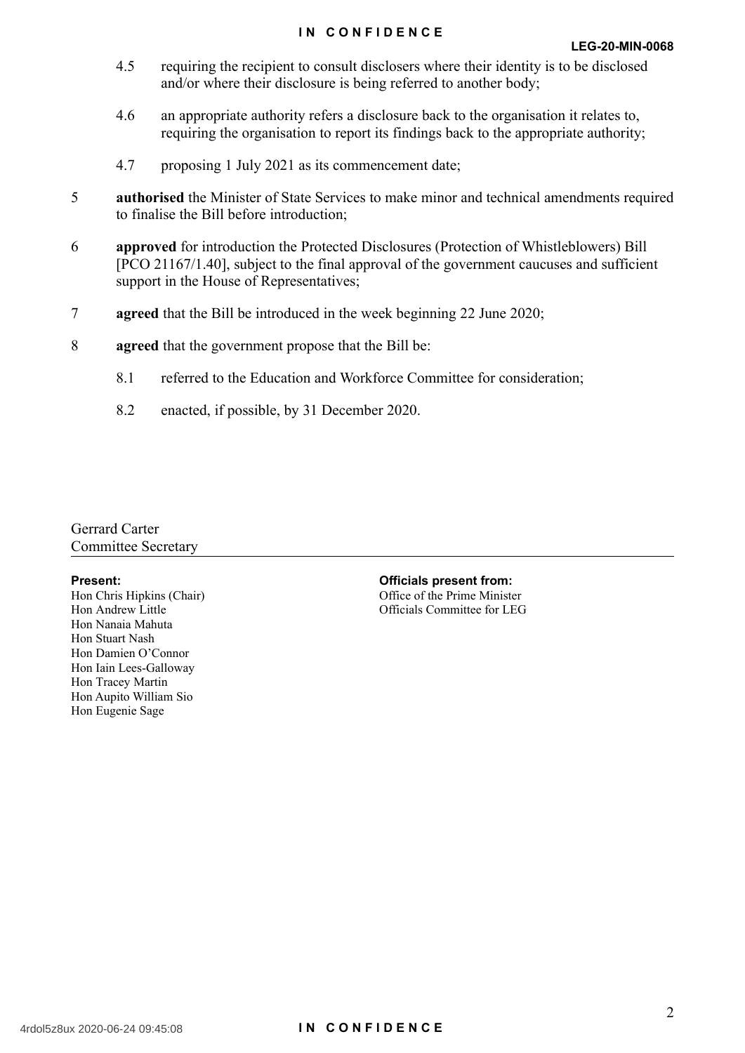4.5 requiring the recipient to consult disclosers where their identity is to be disclosed and/or where their disclosure is being referred to another body;

4.6 an appropriate authority refers a disclosure back to the organisation it relates to, requiring the organisation to report its findings back to the appropriate authority;

4.7 proposing 1 July 2021 as its commencement date;

5 **authorised** the Minister of State Services to make minor and technical amendments required to finalise the Bill before introduction;

6 **approved** for introduction the Protected Disclosures (Protection of Whistleblowers) Bill [PCO 21167/1.40], subject to the final approval of the government caucuses and sufficient support in the House of Representatives;

7 **agreed** that the Bill be introduced in the week beginning 22 June 2020;

8 **agreed** that the government propose that the Bill be:

8.1 referred to the Education and Workforce Committee for consideration;

8.2 enacted, if possible, by 31 December 2020.

Gerrard Carter
Committee Secretary

**Present:**
Hon Chris Hipkins (Chair)
Hon Andrew Little
Hon Nanaia Mahuta
Hon Stuart Nash
Hon Damien O'Connor
Hon Iain Lees-Galloway
Hon Tracey Martin
Hon Aupito William Sio
Hon Eugenie Sage

**Officials present from:**
Office of the Prime Minister
Officials Committee for LEG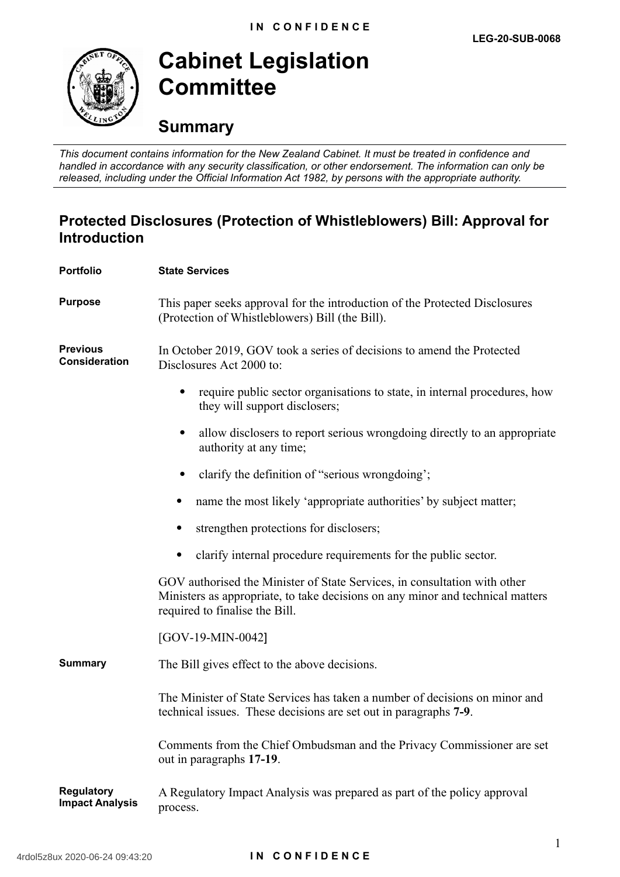LEG-20-SUB-0068

# Cabinet Legislation Committee

## Summary

*This document contains information for the New Zealand Cabinet. It must be treated in confidence and handled in accordance with any security classification, or other endorsement. The information can only be released, including under the Official Information Act 1982, by persons with the appropriate authority.*

## Protected Disclosures (Protection of Whistleblowers) Bill: Approval for Introduction

**Portfolio** State Services

**Purpose** This paper seeks approval for the introduction of the Protected Disclosures (Protection of Whistleblowers) Bill (the Bill).

**Previous Consideration** In October 2019, GOV took a series of decisions to amend the Protected Disclosures Act 2000 to:

- require public sector organisations to state, in internal procedures, how they will support disclosers;
- allow disclosers to report serious wrongdoing directly to an appropriate authority at any time;
- clarify the definition of "serious wrongdoing';
- name the most likely 'appropriate authorities' by subject matter;
- strengthen protections for disclosers;
- clarify internal procedure requirements for the public sector.

GOV authorised the Minister of State Services, in consultation with other Ministers as appropriate, to take decisions on any minor and technical matters required to finalise the Bill.

[GOV-19-MIN-0042]

**Summary** The Bill gives effect to the above decisions.

The Minister of State Services has taken a number of decisions on minor and technical issues. These decisions are set out in paragraphs **7-9**.

Comments from the Chief Ombudsman and the Privacy Commissioner are set out in paragraphs **17-19**.

**Regulatory Impact Analysis** A Regulatory Impact Analysis was prepared as part of the policy approval process.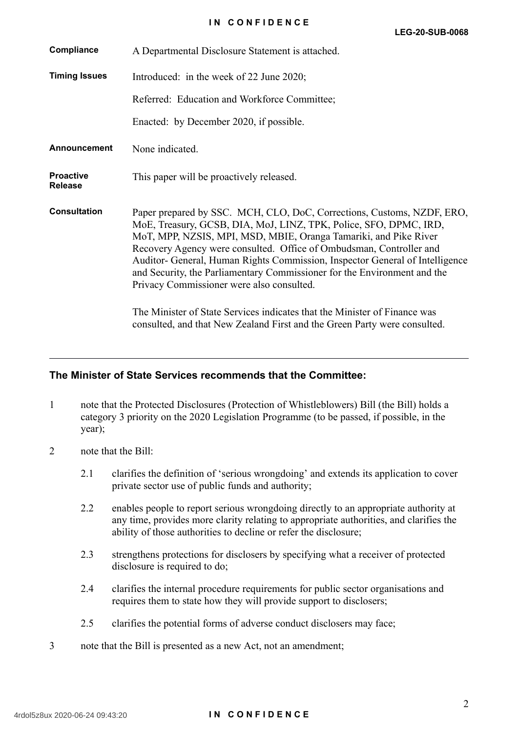| | |
|---|---|
| **Compliance** | A Departmental Disclosure Statement is attached. |
| **Timing Issues** | Introduced: in the week of 22 June 2020;<br><br>Referred: Education and Workforce Committee;<br><br>Enacted: by December 2020, if possible. |
| **Announcement** | None indicated. |
| **Proactive Release** | This paper will be proactively released. |
| **Consultation** | Paper prepared by SSC. MCH, CLO, DoC, Corrections, Customs, NZDF, ERO, MoE, Treasury, GCSB, DIA, MoJ, LINZ, TPK, Police, SFO, DPMC, IRD, MoT, MPP, NZSIS, MPI, MSD, MBIE, Oranga Tamariki, and Pike River Recovery Agency were consulted. Office of Ombudsman, Controller and Auditor- General, Human Rights Commission, Inspector General of Intelligence and Security, the Parliamentary Commissioner for the Environment and the Privacy Commissioner were also consulted.<br><br>The Minister of State Services indicates that the Minister of Finance was consulted, and that New Zealand First and the Green Party were consulted. |

---

### The Minister of State Services recommends that the Committee:

1. note that the Protected Disclosures (Protection of Whistleblowers) Bill (the Bill) holds a category 3 priority on the 2020 Legislation Programme (to be passed, if possible, in the year);

2. note that the Bill:

   2.1 clarifies the definition of 'serious wrongdoing' and extends its application to cover private sector use of public funds and authority;

   2.2 enables people to report serious wrongdoing directly to an appropriate authority at any time, provides more clarity relating to appropriate authorities, and clarifies the ability of those authorities to decline or refer the disclosure;

   2.3 strengthens protections for disclosers by specifying what a receiver of protected disclosure is required to do;

   2.4 clarifies the internal procedure requirements for public sector organisations and requires them to state how they will provide support to disclosers;

   2.5 clarifies the potential forms of adverse conduct disclosers may face;

3. note that the Bill is presented as a new Act, not an amendment;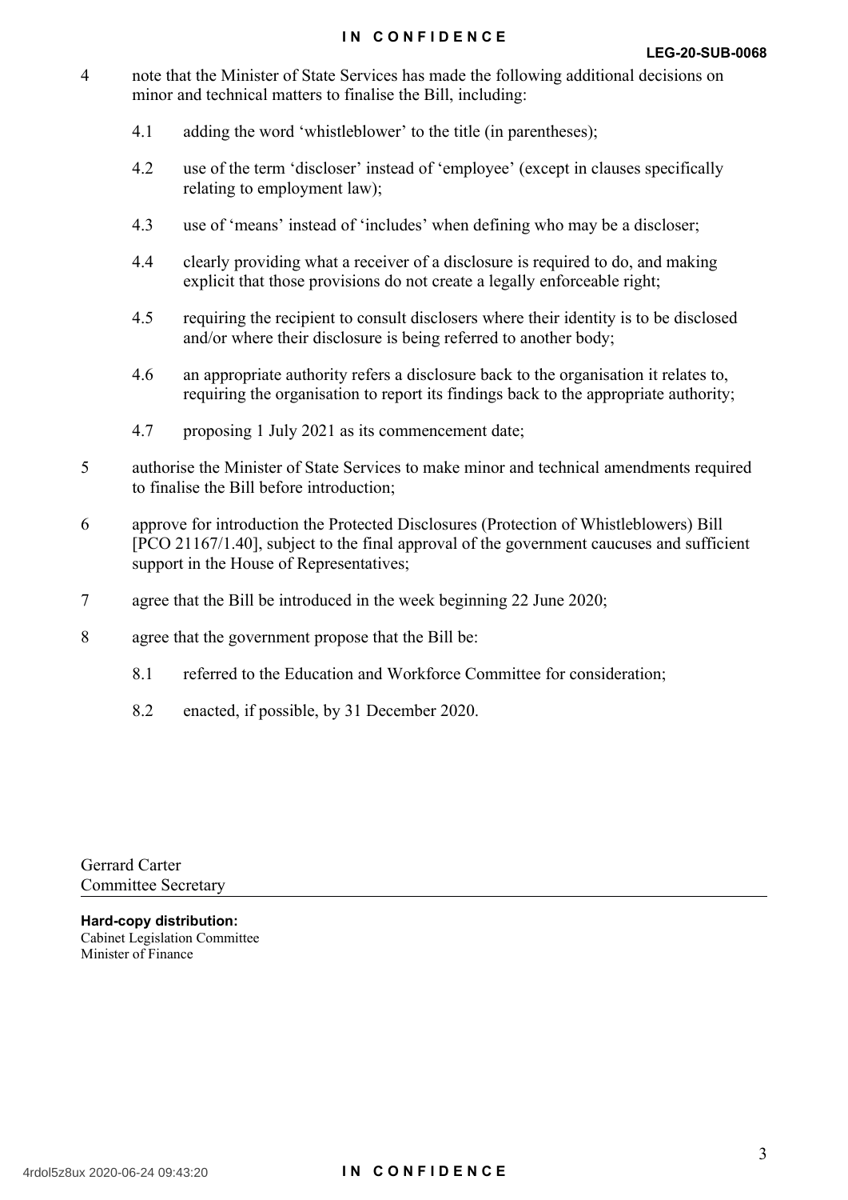4 note that the Minister of State Services has made the following additional decisions on minor and technical matters to finalise the Bill, including:

   4.1 adding the word 'whistleblower' to the title (in parentheses);

   4.2 use of the term 'discloser' instead of 'employee' (except in clauses specifically relating to employment law);

   4.3 use of 'means' instead of 'includes' when defining who may be a discloser;

   4.4 clearly providing what a receiver of a disclosure is required to do, and making explicit that those provisions do not create a legally enforceable right;

   4.5 requiring the recipient to consult disclosers where their identity is to be disclosed and/or where their disclosure is being referred to another body;

   4.6 an appropriate authority refers a disclosure back to the organisation it relates to, requiring the organisation to report its findings back to the appropriate authority;

   4.7 proposing 1 July 2021 as its commencement date;

5 authorise the Minister of State Services to make minor and technical amendments required to finalise the Bill before introduction;

6 approve for introduction the Protected Disclosures (Protection of Whistleblowers) Bill [PCO 21167/1.40], subject to the final approval of the government caucuses and sufficient support in the House of Representatives;

7 agree that the Bill be introduced in the week beginning 22 June 2020;

8 agree that the government propose that the Bill be:

   8.1 referred to the Education and Workforce Committee for consideration;

   8.2 enacted, if possible, by 31 December 2020.

Gerrard Carter
Committee Secretary

**Hard-copy distribution:**
Cabinet Legislation Committee
Minister of Finance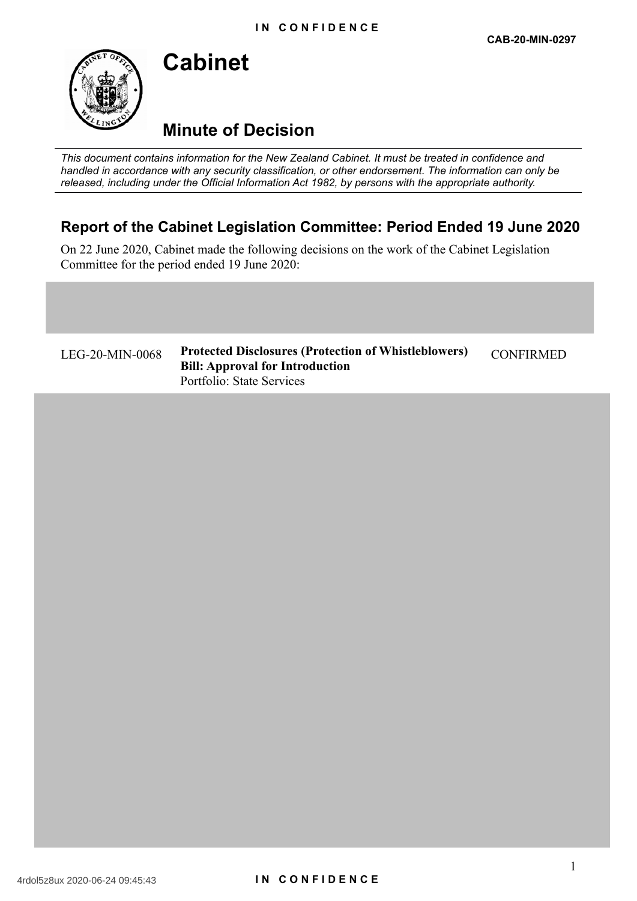IN CONFIDENCE

CAB-20-MIN-0297

# Cabinet

## Minute of Decision

*This document contains information for the New Zealand Cabinet. It must be treated in confidence and handled in accordance with any security classification, or other endorsement. The information can only be released, including under the Official Information Act 1982, by persons with the appropriate authority.*

### Report of the Cabinet Legislation Committee: Period Ended 19 June 2020

On 22 June 2020, Cabinet made the following decisions on the work of the Cabinet Legislation Committee for the period ended 19 June 2020:

| | | |
|---|---|---|
| LEG-20-MIN-0068 | **Protected Disclosures (Protection of Whistleblowers) Bill: Approval for Introduction**<br>Portfolio: State Services | CONFIRMED |

4rdol5z8ux 2020-06-24 09:45:43

IN CONFIDENCE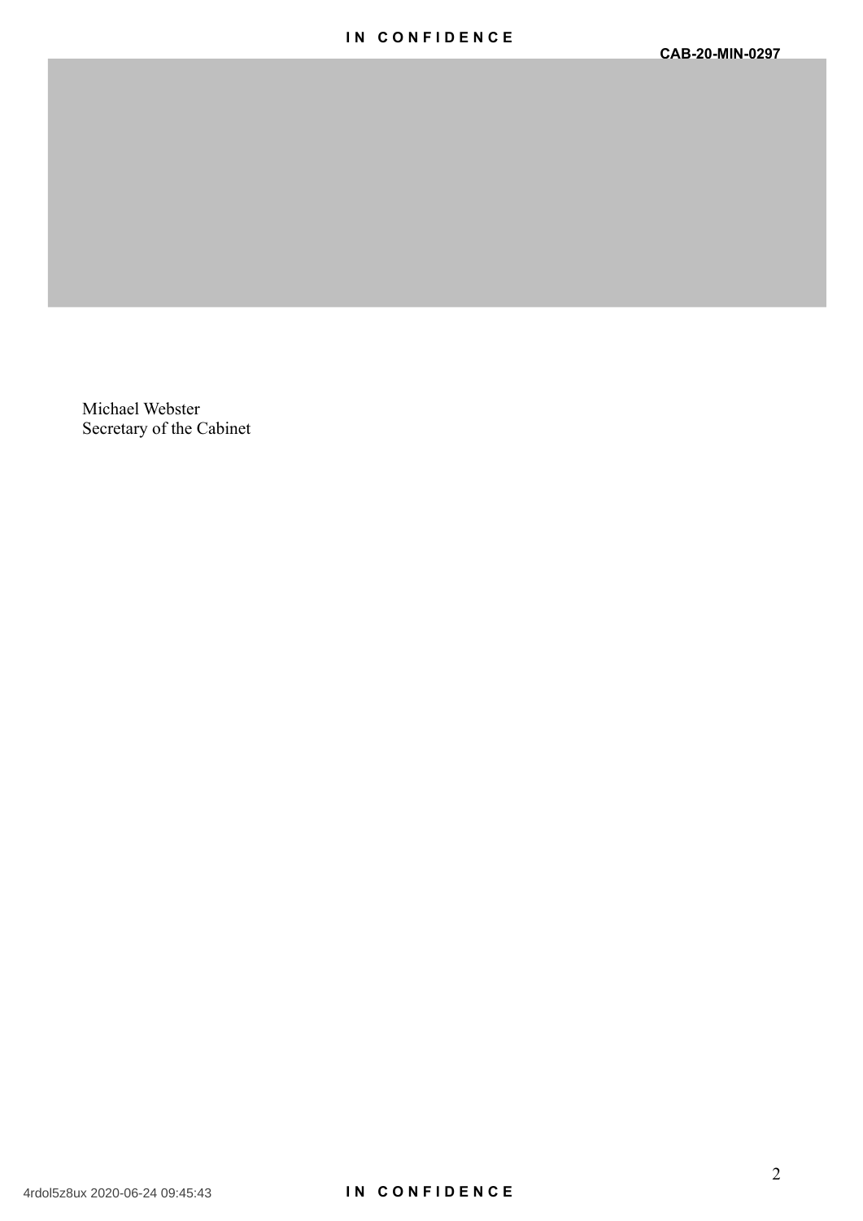Michael Webster
Secretary of the Cabinet